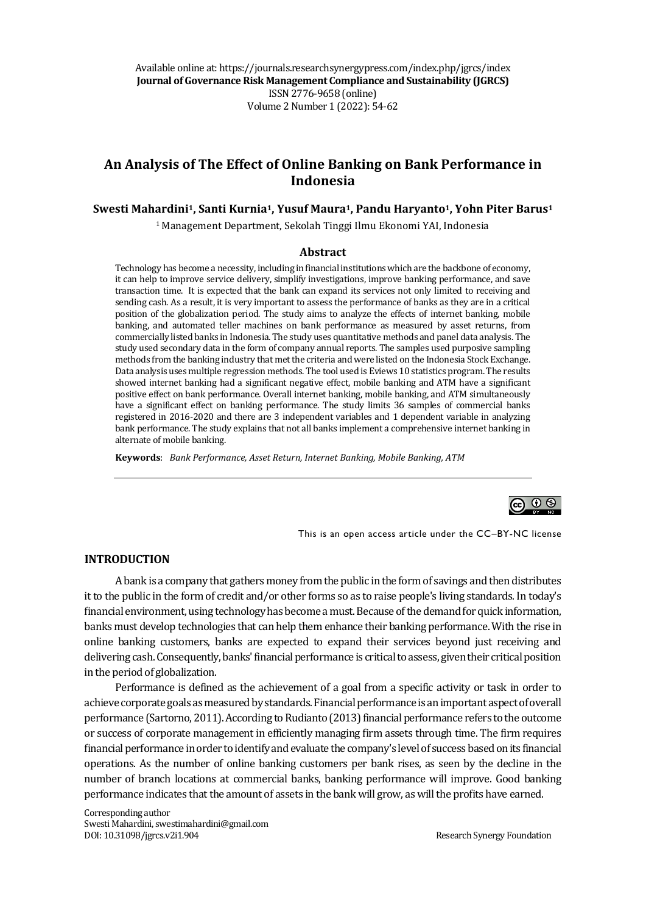Available online at: https://journals.researchsynergypress.com/index.php/jgrcs/index
**Journal of Governance Risk Management Compliance and Sustainability (JGRCS)**
ISSN 2776-9658 (online)
Volume 2 Number 1 (2022): 54-62

# An Analysis of The Effect of Online Banking on Bank Performance in Indonesia

**Swesti Mahardini[1], Santi Kurnia[1], Yusuf Maura[1], Pandu Haryanto[1], Yohn Piter Barus[1]**

[1] Management Department, Sekolah Tinggi Ilmu Ekonomi YAI, Indonesia

## Abstract

Technology has become a necessity, including in financial institutions which are the backbone of economy, it can help to improve service delivery, simplify investigations, improve banking performance, and save transaction time. It is expected that the bank can expand its services not only limited to receiving and sending cash. As a result, it is very important to assess the performance of banks as they are in a critical position of the globalization period. The study aims to analyze the effects of internet banking, mobile banking, and automated teller machines on bank performance as measured by asset returns, from commercially listed banks in Indonesia. The study uses quantitative methods and panel data analysis. The study used secondary data in the form of company annual reports. The samples used purposive sampling methods from the banking industry that met the criteria and were listed on the Indonesia Stock Exchange. Data analysis uses multiple regression methods. The tool used is Eviews 10 statistics program. The results showed internet banking had a significant negative effect, mobile banking and ATM have a significant positive effect on bank performance. Overall internet banking, mobile banking, and ATM simultaneously have a significant effect on banking performance. The study limits 36 samples of commercial banks registered in 2016-2020 and there are 3 independent variables and 1 dependent variable in analyzing bank performance. The study explains that not all banks implement a comprehensive internet banking in alternate of mobile banking.

**Keywords**: *Bank Performance, Asset Return, Internet Banking, Mobile Banking, ATM*

This is an open access article under the CC–BY-NC license

## INTRODUCTION

A bank is a company that gathers money from the public in the form of savings and then distributes it to the public in the form of credit and/or other forms so as to raise people's living standards. In today's financial environment, using technology has become a must. Because of the demand for quick information, banks must develop technologies that can help them enhance their banking performance. With the rise in online banking customers, banks are expected to expand their services beyond just receiving and delivering cash. Consequently, banks' financial performance is critical to assess, given their critical position in the period of globalization.

Performance is defined as the achievement of a goal from a specific activity or task in order to achieve corporate goals as measured by standards. Financial performance is an important aspect of overall performance (Sartorno, 2011). According to Rudianto (2013) financial performance refers to the outcome or success of corporate management in efficiently managing firm assets through time. The firm requires financial performance in order to identify and evaluate the company's level of success based on its financial operations. As the number of online banking customers per bank rises, as seen by the decline in the number of branch locations at commercial banks, banking performance will improve. Good banking performance indicates that the amount of assets in the bank will grow, as will the profits have earned.

Corresponding author
Swesti Mahardini, swestimahardini@gmail.com
DOI: 10.31098/jgrcs.v2i1.904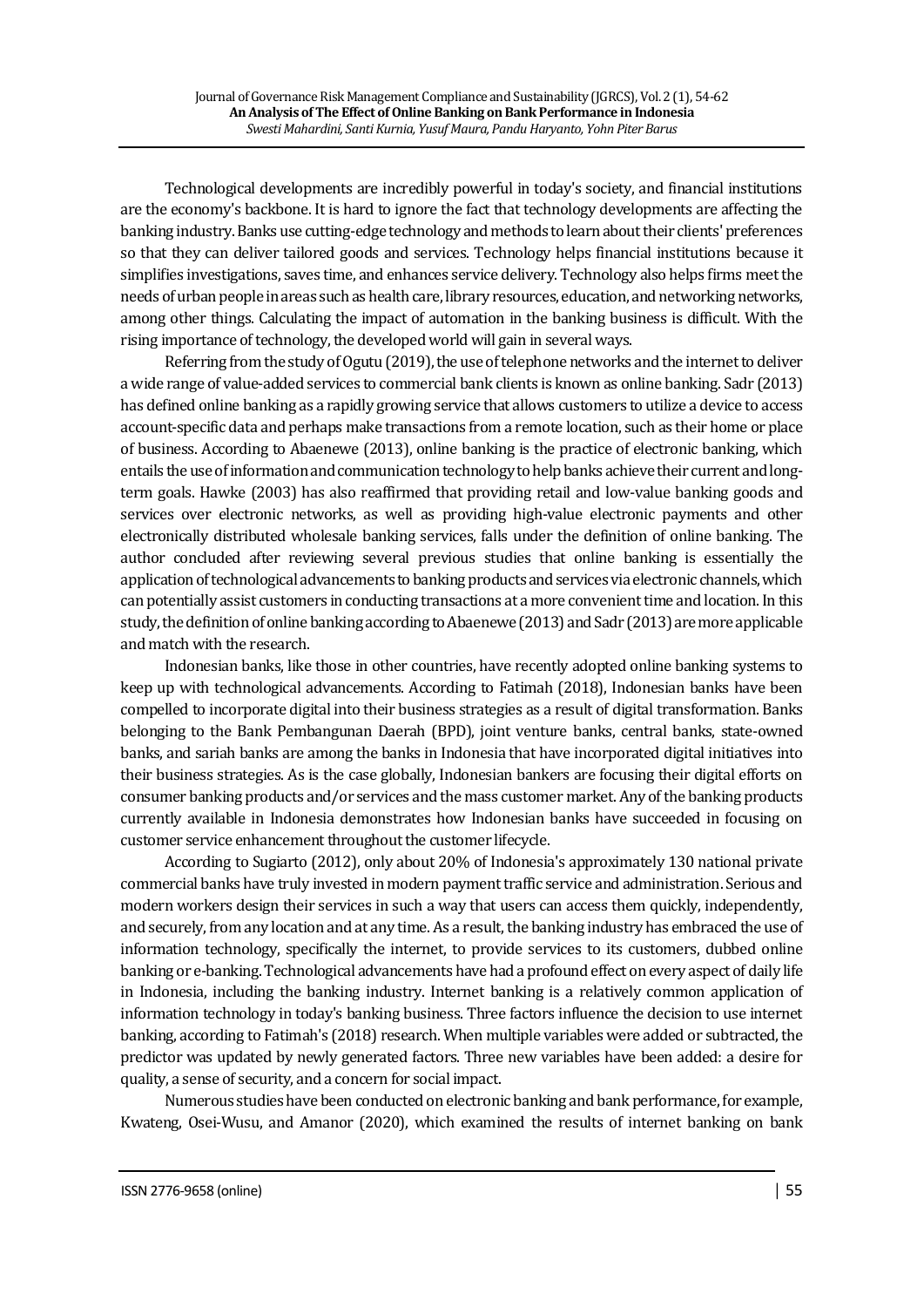Technological developments are incredibly powerful in today's society, and financial institutions are the economy's backbone. It is hard to ignore the fact that technology developments are affecting the banking industry. Banks use cutting-edge technology and methods to learn about their clients' preferences so that they can deliver tailored goods and services. Technology helps financial institutions because it simplifies investigations, saves time, and enhances service delivery. Technology also helps firms meet the needs of urban people in areas such as health care, library resources, education, and networking networks, among other things. Calculating the impact of automation in the banking business is difficult. With the rising importance of technology, the developed world will gain in several ways.

Referring from the study of Ogutu (2019), the use of telephone networks and the internet to deliver a wide range of value-added services to commercial bank clients is known as online banking. Sadr (2013) has defined online banking as a rapidly growing service that allows customers to utilize a device to access account-specific data and perhaps make transactions from a remote location, such as their home or place of business. According to Abaenewe (2013), online banking is the practice of electronic banking, which entails the use of information and communication technology to help banks achieve their current and long-term goals. Hawke (2003) has also reaffirmed that providing retail and low-value banking goods and services over electronic networks, as well as providing high-value electronic payments and other electronically distributed wholesale banking services, falls under the definition of online banking. The author concluded after reviewing several previous studies that online banking is essentially the application of technological advancements to banking products and services via electronic channels, which can potentially assist customers in conducting transactions at a more convenient time and location. In this study, the definition of online banking according to Abaenewe (2013) and Sadr (2013) are more applicable and match with the research.

Indonesian banks, like those in other countries, have recently adopted online banking systems to keep up with technological advancements. According to Fatimah (2018), Indonesian banks have been compelled to incorporate digital into their business strategies as a result of digital transformation. Banks belonging to the Bank Pembangunan Daerah (BPD), joint venture banks, central banks, state-owned banks, and sariah banks are among the banks in Indonesia that have incorporated digital initiatives into their business strategies. As is the case globally, Indonesian bankers are focusing their digital efforts on consumer banking products and/or services and the mass customer market. Any of the banking products currently available in Indonesia demonstrates how Indonesian banks have succeeded in focusing on customer service enhancement throughout the customer lifecycle.

According to Sugiarto (2012), only about 20% of Indonesia's approximately 130 national private commercial banks have truly invested in modern payment traffic service and administration. Serious and modern workers design their services in such a way that users can access them quickly, independently, and securely, from any location and at any time. As a result, the banking industry has embraced the use of information technology, specifically the internet, to provide services to its customers, dubbed online banking or e-banking. Technological advancements have had a profound effect on every aspect of daily life in Indonesia, including the banking industry. Internet banking is a relatively common application of information technology in today's banking business. Three factors influence the decision to use internet banking, according to Fatimah's (2018) research. When multiple variables were added or subtracted, the predictor was updated by newly generated factors. Three new variables have been added: a desire for quality, a sense of security, and a concern for social impact.

Numerous studies have been conducted on electronic banking and bank performance, for example, Kwateng, Osei-Wusu, and Amanor (2020), which examined the results of internet banking on bank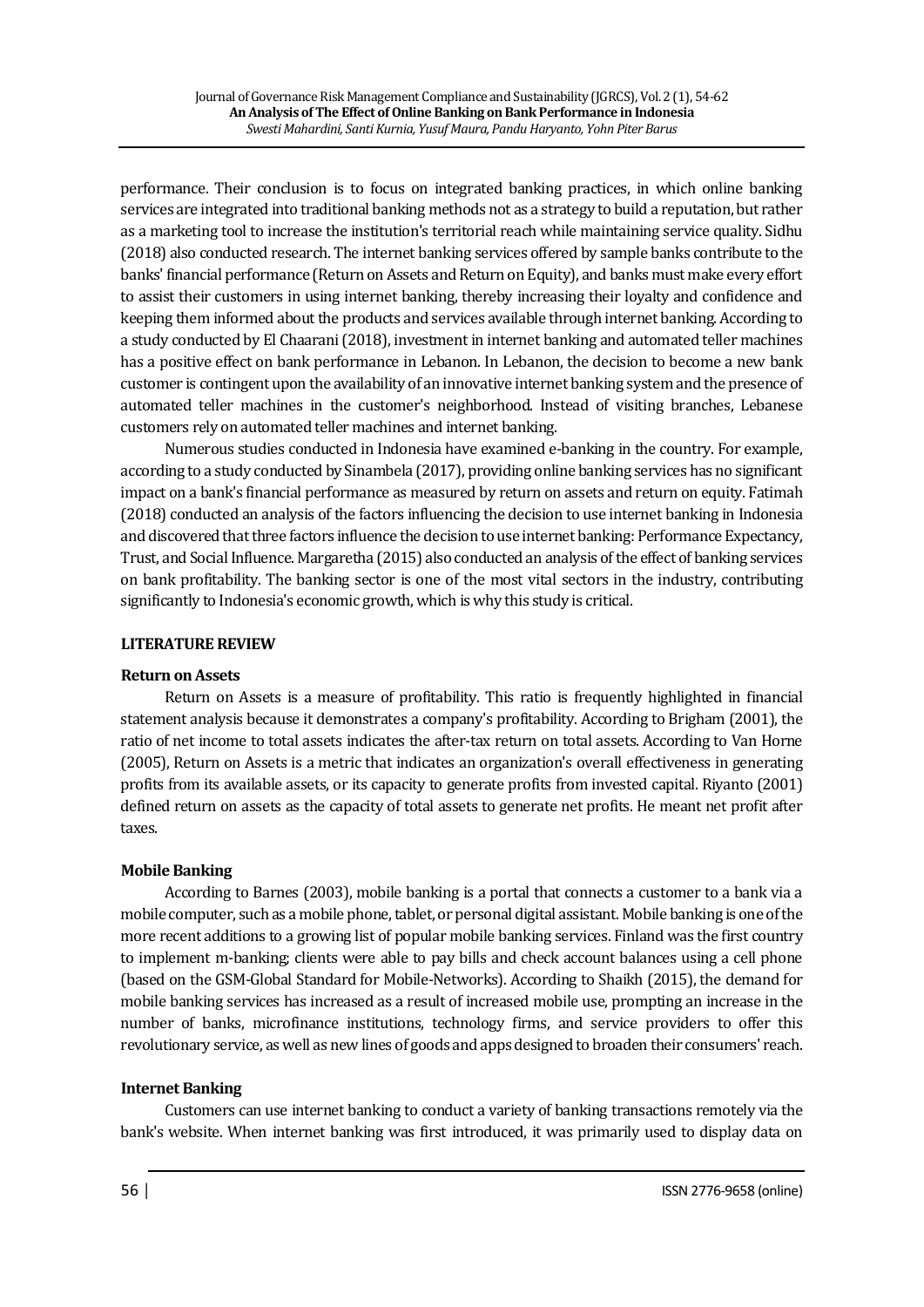performance. Their conclusion is to focus on integrated banking practices, in which online banking services are integrated into traditional banking methods not as a strategy to build a reputation, but rather as a marketing tool to increase the institution's territorial reach while maintaining service quality. Sidhu (2018) also conducted research. The internet banking services offered by sample banks contribute to the banks' financial performance (Return on Assets and Return on Equity), and banks must make every effort to assist their customers in using internet banking, thereby increasing their loyalty and confidence and keeping them informed about the products and services available through internet banking. According to a study conducted by El Chaarani (2018), investment in internet banking and automated teller machines has a positive effect on bank performance in Lebanon. In Lebanon, the decision to become a new bank customer is contingent upon the availability of an innovative internet banking system and the presence of automated teller machines in the customer's neighborhood. Instead of visiting branches, Lebanese customers rely on automated teller machines and internet banking.

Numerous studies conducted in Indonesia have examined e-banking in the country. For example, according to a study conducted by Sinambela (2017), providing online banking services has no significant impact on a bank's financial performance as measured by return on assets and return on equity. Fatimah (2018) conducted an analysis of the factors influencing the decision to use internet banking in Indonesia and discovered that three factors influence the decision to use internet banking: Performance Expectancy, Trust, and Social Influence. Margaretha (2015) also conducted an analysis of the effect of banking services on bank profitability. The banking sector is one of the most vital sectors in the industry, contributing significantly to Indonesia's economic growth, which is why this study is critical.

## LITERATURE REVIEW

### Return on Assets

Return on Assets is a measure of profitability. This ratio is frequently highlighted in financial statement analysis because it demonstrates a company's profitability. According to Brigham (2001), the ratio of net income to total assets indicates the after-tax return on total assets. According to Van Horne (2005), Return on Assets is a metric that indicates an organization's overall effectiveness in generating profits from its available assets, or its capacity to generate profits from invested capital. Riyanto (2001) defined return on assets as the capacity of total assets to generate net profits. He meant net profit after taxes.

### Mobile Banking

According to Barnes (2003), mobile banking is a portal that connects a customer to a bank via a mobile computer, such as a mobile phone, tablet, or personal digital assistant. Mobile banking is one of the more recent additions to a growing list of popular mobile banking services. Finland was the first country to implement m-banking; clients were able to pay bills and check account balances using a cell phone (based on the GSM-Global Standard for Mobile-Networks). According to Shaikh (2015), the demand for mobile banking services has increased as a result of increased mobile use, prompting an increase in the number of banks, microfinance institutions, technology firms, and service providers to offer this revolutionary service, as well as new lines of goods and apps designed to broaden their consumers' reach.

### Internet Banking

Customers can use internet banking to conduct a variety of banking transactions remotely via the bank's website. When internet banking was first introduced, it was primarily used to display data on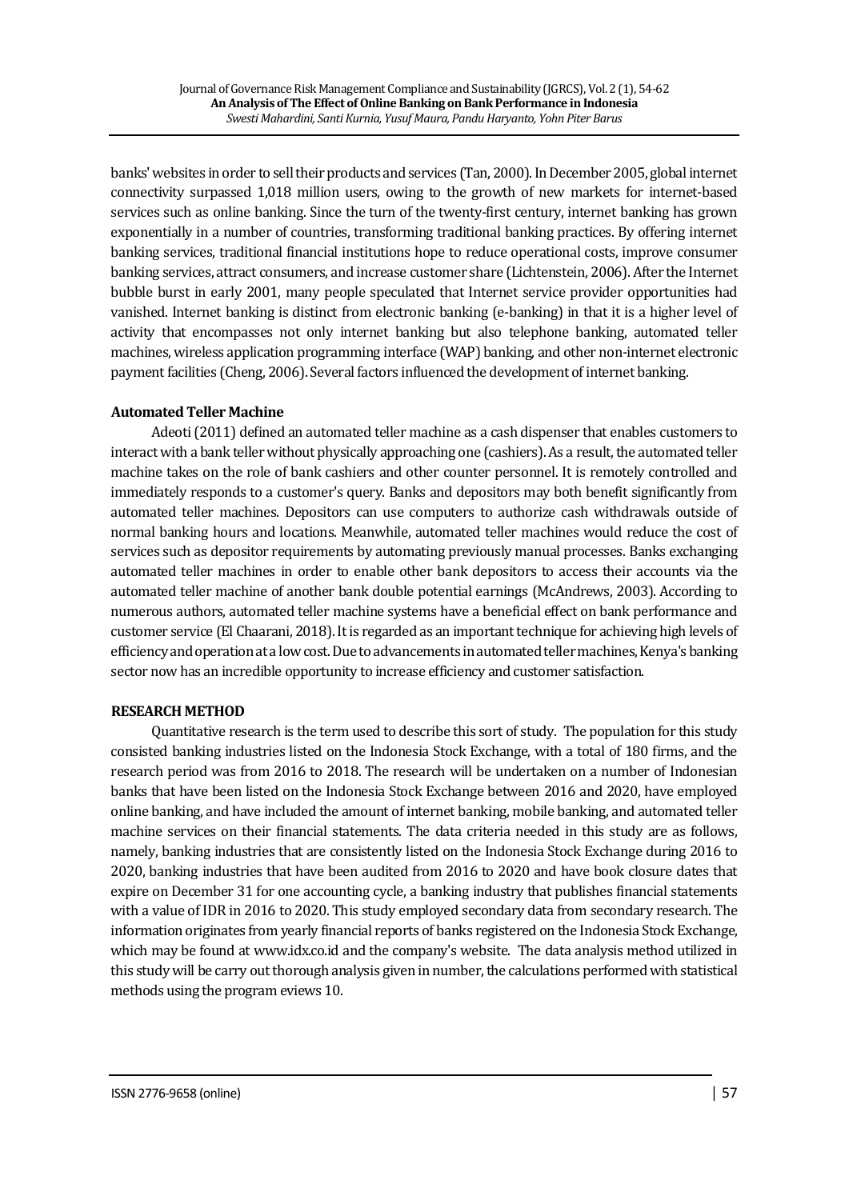banks' websites in order to sell their products and services (Tan, 2000). In December 2005, global internet connectivity surpassed 1,018 million users, owing to the growth of new markets for internet-based services such as online banking. Since the turn of the twenty-first century, internet banking has grown exponentially in a number of countries, transforming traditional banking practices. By offering internet banking services, traditional financial institutions hope to reduce operational costs, improve consumer banking services, attract consumers, and increase customer share (Lichtenstein, 2006). After the Internet bubble burst in early 2001, many people speculated that Internet service provider opportunities had vanished. Internet banking is distinct from electronic banking (e-banking) in that it is a higher level of activity that encompasses not only internet banking but also telephone banking, automated teller machines, wireless application programming interface (WAP) banking, and other non-internet electronic payment facilities (Cheng, 2006). Several factors influenced the development of internet banking.

**Automated Teller Machine**

Adeoti (2011) defined an automated teller machine as a cash dispenser that enables customers to interact with a bank teller without physically approaching one (cashiers). As a result, the automated teller machine takes on the role of bank cashiers and other counter personnel. It is remotely controlled and immediately responds to a customer's query. Banks and depositors may both benefit significantly from automated teller machines. Depositors can use computers to authorize cash withdrawals outside of normal banking hours and locations. Meanwhile, automated teller machines would reduce the cost of services such as depositor requirements by automating previously manual processes. Banks exchanging automated teller machines in order to enable other bank depositors to access their accounts via the automated teller machine of another bank double potential earnings (McAndrews, 2003). According to numerous authors, automated teller machine systems have a beneficial effect on bank performance and customer service (El Chaarani, 2018). It is regarded as an important technique for achieving high levels of efficiency and operation at a low cost. Due to advancements in automated teller machines, Kenya's banking sector now has an incredible opportunity to increase efficiency and customer satisfaction.

**RESEARCH METHOD**

Quantitative research is the term used to describe this sort of study. The population for this study consisted banking industries listed on the Indonesia Stock Exchange, with a total of 180 firms, and the research period was from 2016 to 2018. The research will be undertaken on a number of Indonesian banks that have been listed on the Indonesia Stock Exchange between 2016 and 2020, have employed online banking, and have included the amount of internet banking, mobile banking, and automated teller machine services on their financial statements. The data criteria needed in this study are as follows, namely, banking industries that are consistently listed on the Indonesia Stock Exchange during 2016 to 2020, banking industries that have been audited from 2016 to 2020 and have book closure dates that expire on December 31 for one accounting cycle, a banking industry that publishes financial statements with a value of IDR in 2016 to 2020. This study employed secondary data from secondary research. The information originates from yearly financial reports of banks registered on the Indonesia Stock Exchange, which may be found at www.idx.co.id and the company's website. The data analysis method utilized in this study will be carry out thorough analysis given in number, the calculations performed with statistical methods using the program eviews 10.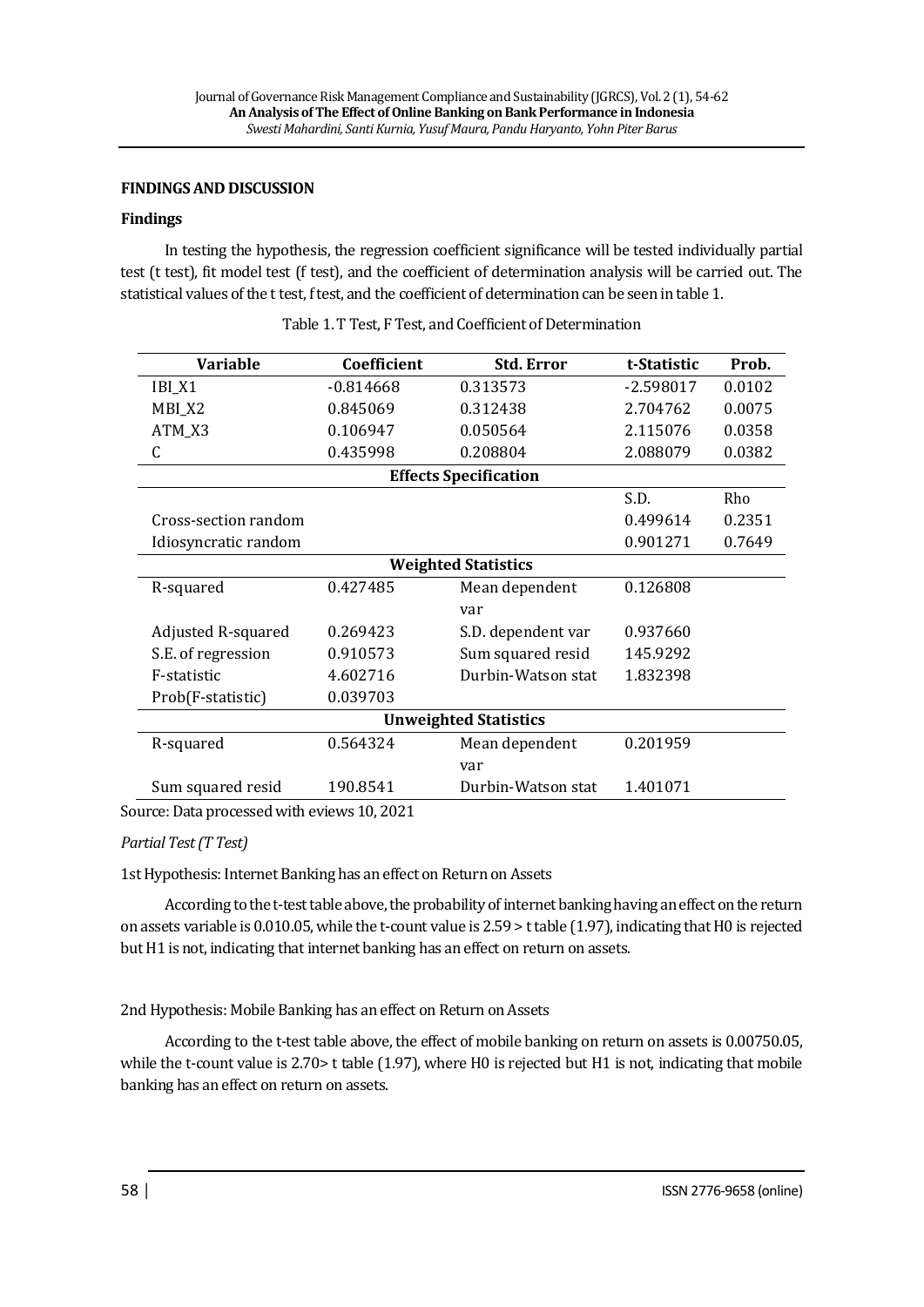## FINDINGS AND DISCUSSION

### Findings

In testing the hypothesis, the regression coefficient significance will be tested individually partial test (t test), fit model test (f test), and the coefficient of determination analysis will be carried out. The statistical values of the t test, f test, and the coefficient of determination can be seen in table 1.

Table 1. T Test, F Test, and Coefficient of Determination

| Variable | Coefficient | Std. Error | t-Statistic | Prob. |
|---|---|---|---|---|
| IBI_X1 | -0.814668 | 0.313573 | -2.598017 | 0.0102 |
| MBI_X2 | 0.845069 | 0.312438 | 2.704762 | 0.0075 |
| ATM_X3 | 0.106947 | 0.050564 | 2.115076 | 0.0358 |
| C | 0.435998 | 0.208804 | 2.088079 | 0.0382 |
| **Effects Specification** | | | | |
| | | | S.D. | Rho |
| Cross-section random | | | 0.499614 | 0.2351 |
| Idiosyncratic random | | | 0.901271 | 0.7649 |
| **Weighted Statistics** | | | | |
| R-squared | 0.427485 | Mean dependent var | 0.126808 | |
| Adjusted R-squared | 0.269423 | S.D. dependent var | 0.937660 | |
| S.E. of regression | 0.910573 | Sum squared resid | 145.9292 | |
| F-statistic | 4.602716 | Durbin-Watson stat | 1.832398 | |
| Prob(F-statistic) | 0.039703 | | | |
| **Unweighted Statistics** | | | | |
| R-squared | 0.564324 | Mean dependent var | 0.201959 | |
| Sum squared resid | 190.8541 | Durbin-Watson stat | 1.401071 | |

Source: Data processed with eviews 10, 2021

*Partial Test (T Test)*

1st Hypothesis: Internet Banking has an effect on Return on Assets

According to the t-test table above, the probability of internet banking having an effect on the return on assets variable is 0.010.05, while the t-count value is 2.59 > t table (1.97), indicating that H0 is rejected but H1 is not, indicating that internet banking has an effect on return on assets.

2nd Hypothesis: Mobile Banking has an effect on Return on Assets

According to the t-test table above, the effect of mobile banking on return on assets is 0.00750.05, while the t-count value is 2.70> t table (1.97), where H0 is rejected but H1 is not, indicating that mobile banking has an effect on return on assets.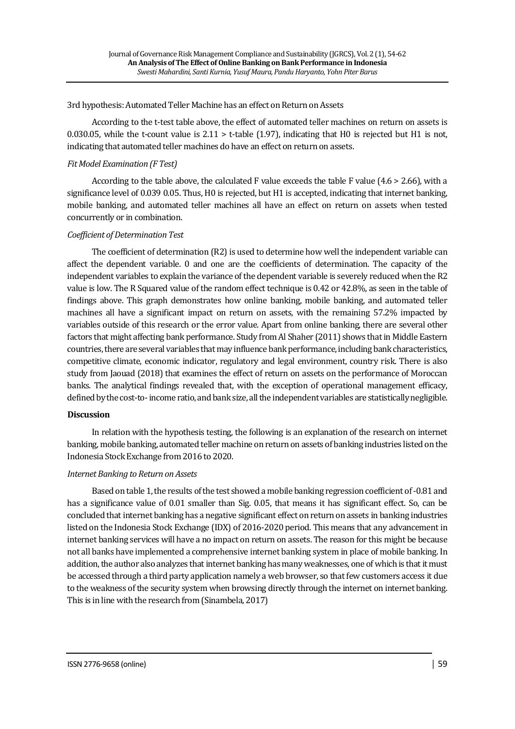3rd hypothesis: Automated Teller Machine has an effect on Return on Assets

According to the t-test table above, the effect of automated teller machines on return on assets is 0.030.05, while the t-count value is 2.11 > t-table (1.97), indicating that H0 is rejected but H1 is not, indicating that automated teller machines do have an effect on return on assets.

*Fit Model Examination (F Test)*

According to the table above, the calculated F value exceeds the table F value (4.6 > 2.66), with a significance level of 0.039 0.05. Thus, H0 is rejected, but H1 is accepted, indicating that internet banking, mobile banking, and automated teller machines all have an effect on return on assets when tested concurrently or in combination.

*Coefficient of Determination Test*

The coefficient of determination (R2) is used to determine how well the independent variable can affect the dependent variable. 0 and one are the coefficients of determination. The capacity of the independent variables to explain the variance of the dependent variable is severely reduced when the R2 value is low. The R Squared value of the random effect technique is 0.42 or 42.8%, as seen in the table of findings above. This graph demonstrates how online banking, mobile banking, and automated teller machines all have a significant impact on return on assets, with the remaining 57.2% impacted by variables outside of this research or the error value. Apart from online banking, there are several other factors that might affecting bank performance. Study from Al Shaher (2011) shows that in Middle Eastern countries, there are several variables that may influence bank performance, including bank characteristics, competitive climate, economic indicator, regulatory and legal environment, country risk. There is also study from Jaouad (2018) that examines the effect of return on assets on the performance of Moroccan banks. The analytical findings revealed that, with the exception of operational management efficacy, defined by the cost-to- income ratio, and bank size, all the independent variables are statistically negligible.

**Discussion**

In relation with the hypothesis testing, the following is an explanation of the research on internet banking, mobile banking, automated teller machine on return on assets of banking industries listed on the Indonesia Stock Exchange from 2016 to 2020.

*Internet Banking to Return on Assets*

Based on table 1, the results of the test showed a mobile banking regression coefficient of -0.81 and has a significance value of 0.01 smaller than Sig. 0.05, that means it has significant effect. So, can be concluded that internet banking has a negative significant effect on return on assets in banking industries listed on the Indonesia Stock Exchange (IDX) of 2016-2020 period. This means that any advancement in internet banking services will have a no impact on return on assets. The reason for this might be because not all banks have implemented a comprehensive internet banking system in place of mobile banking. In addition, the author also analyzes that internet banking has many weaknesses, one of which is that it must be accessed through a third party application namely a web browser, so that few customers access it due to the weakness of the security system when browsing directly through the internet on internet banking. This is in line with the research from (Sinambela, 2017)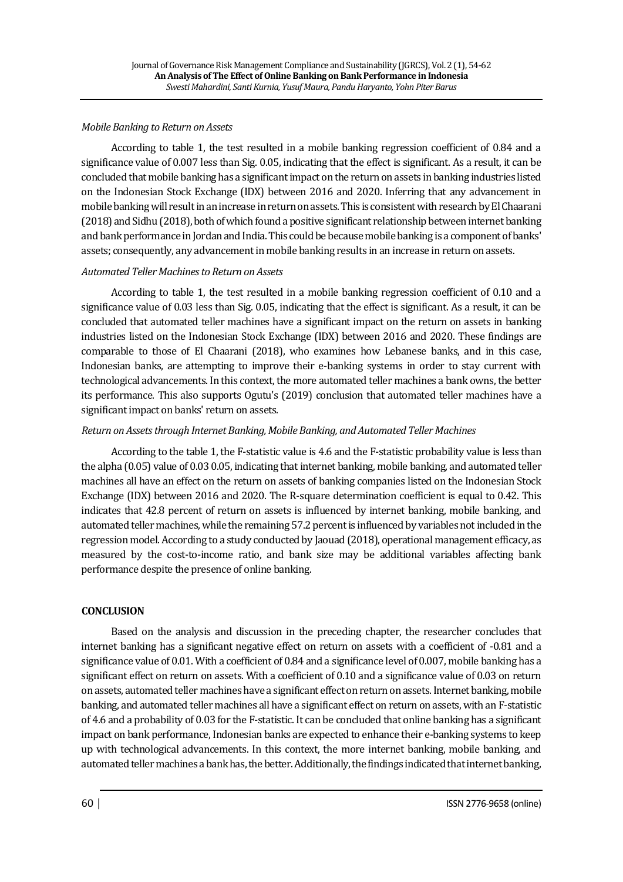*Mobile Banking to Return on Assets*

According to table 1, the test resulted in a mobile banking regression coefficient of 0.84 and a significance value of 0.007 less than Sig. 0.05, indicating that the effect is significant. As a result, it can be concluded that mobile banking has a significant impact on the return on assets in banking industries listed on the Indonesian Stock Exchange (IDX) between 2016 and 2020. Inferring that any advancement in mobile banking will result in an increase in return on assets. This is consistent with research by El Chaarani (2018) and Sidhu (2018), both of which found a positive significant relationship between internet banking and bank performance in Jordan and India. This could be because mobile banking is a component of banks' assets; consequently, any advancement in mobile banking results in an increase in return on assets.

*Automated Teller Machines to Return on Assets*

According to table 1, the test resulted in a mobile banking regression coefficient of 0.10 and a significance value of 0.03 less than Sig. 0.05, indicating that the effect is significant. As a result, it can be concluded that automated teller machines have a significant impact on the return on assets in banking industries listed on the Indonesian Stock Exchange (IDX) between 2016 and 2020. These findings are comparable to those of El Chaarani (2018), who examines how Lebanese banks, and in this case, Indonesian banks, are attempting to improve their e-banking systems in order to stay current with technological advancements. In this context, the more automated teller machines a bank owns, the better its performance. This also supports Ogutu's (2019) conclusion that automated teller machines have a significant impact on banks' return on assets.

*Return on Assets through Internet Banking, Mobile Banking, and Automated Teller Machines*

According to the table 1, the F-statistic value is 4.6 and the F-statistic probability value is less than the alpha (0.05) value of 0.03 0.05, indicating that internet banking, mobile banking, and automated teller machines all have an effect on the return on assets of banking companies listed on the Indonesian Stock Exchange (IDX) between 2016 and 2020. The R-square determination coefficient is equal to 0.42. This indicates that 42.8 percent of return on assets is influenced by internet banking, mobile banking, and automated teller machines, while the remaining 57.2 percent is influenced by variables not included in the regression model. According to a study conducted by Jaouad (2018), operational management efficacy, as measured by the cost-to-income ratio, and bank size may be additional variables affecting bank performance despite the presence of online banking.

## CONCLUSION

Based on the analysis and discussion in the preceding chapter, the researcher concludes that internet banking has a significant negative effect on return on assets with a coefficient of -0.81 and a significance value of 0.01. With a coefficient of 0.84 and a significance level of 0.007, mobile banking has a significant effect on return on assets. With a coefficient of 0.10 and a significance value of 0.03 on return on assets, automated teller machines have a significant effect on return on assets. Internet banking, mobile banking, and automated teller machines all have a significant effect on return on assets, with an F-statistic of 4.6 and a probability of 0.03 for the F-statistic. It can be concluded that online banking has a significant impact on bank performance, Indonesian banks are expected to enhance their e-banking systems to keep up with technological advancements. In this context, the more internet banking, mobile banking, and automated teller machines a bank has, the better. Additionally, the findings indicated that internet banking,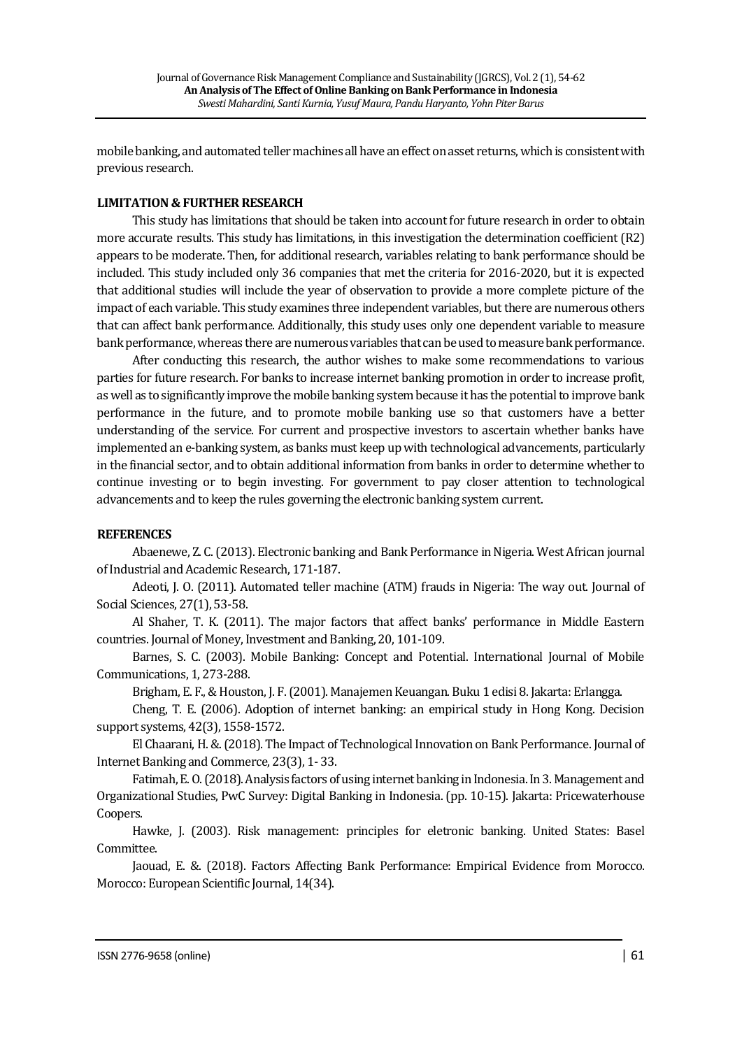mobile banking, and automated teller machines all have an effect on asset returns, which is consistent with previous research.

## LIMITATION & FURTHER RESEARCH

This study has limitations that should be taken into account for future research in order to obtain more accurate results. This study has limitations, in this investigation the determination coefficient (R2) appears to be moderate. Then, for additional research, variables relating to bank performance should be included. This study included only 36 companies that met the criteria for 2016-2020, but it is expected that additional studies will include the year of observation to provide a more complete picture of the impact of each variable. This study examines three independent variables, but there are numerous others that can affect bank performance. Additionally, this study uses only one dependent variable to measure bank performance, whereas there are numerous variables that can be used to measure bank performance.

After conducting this research, the author wishes to make some recommendations to various parties for future research. For banks to increase internet banking promotion in order to increase profit, as well as to significantly improve the mobile banking system because it has the potential to improve bank performance in the future, and to promote mobile banking use so that customers have a better understanding of the service. For current and prospective investors to ascertain whether banks have implemented an e-banking system, as banks must keep up with technological advancements, particularly in the financial sector, and to obtain additional information from banks in order to determine whether to continue investing or to begin investing. For government to pay closer attention to technological advancements and to keep the rules governing the electronic banking system current.

## REFERENCES

Abaenewe, Z. C. (2013). Electronic banking and Bank Performance in Nigeria. West African journal of Industrial and Academic Research, 171-187.

Adeoti, J. O. (2011). Automated teller machine (ATM) frauds in Nigeria: The way out. Journal of Social Sciences, 27(1), 53-58.

Al Shaher, T. K. (2011). The major factors that affect banks' performance in Middle Eastern countries. Journal of Money, Investment and Banking, 20, 101-109.

Barnes, S. C. (2003). Mobile Banking: Concept and Potential. International Journal of Mobile Communications, 1, 273-288.

Brigham, E. F., & Houston, J. F. (2001). Manajemen Keuangan. Buku 1 edisi 8. Jakarta: Erlangga.

Cheng, T. E. (2006). Adoption of internet banking: an empirical study in Hong Kong. Decision support systems, 42(3), 1558-1572.

El Chaarani, H. &. (2018). The Impact of Technological Innovation on Bank Performance. Journal of Internet Banking and Commerce, 23(3), 1- 33.

Fatimah, E. O. (2018). Analysis factors of using internet banking in Indonesia. In 3. Management and Organizational Studies, PwC Survey: Digital Banking in Indonesia. (pp. 10-15). Jakarta: Pricewaterhouse Coopers.

Hawke, J. (2003). Risk management: principles for eletronic banking. United States: Basel Committee.

Jaouad, E. &. (2018). Factors Affecting Bank Performance: Empirical Evidence from Morocco. Morocco: European Scientific Journal, 14(34).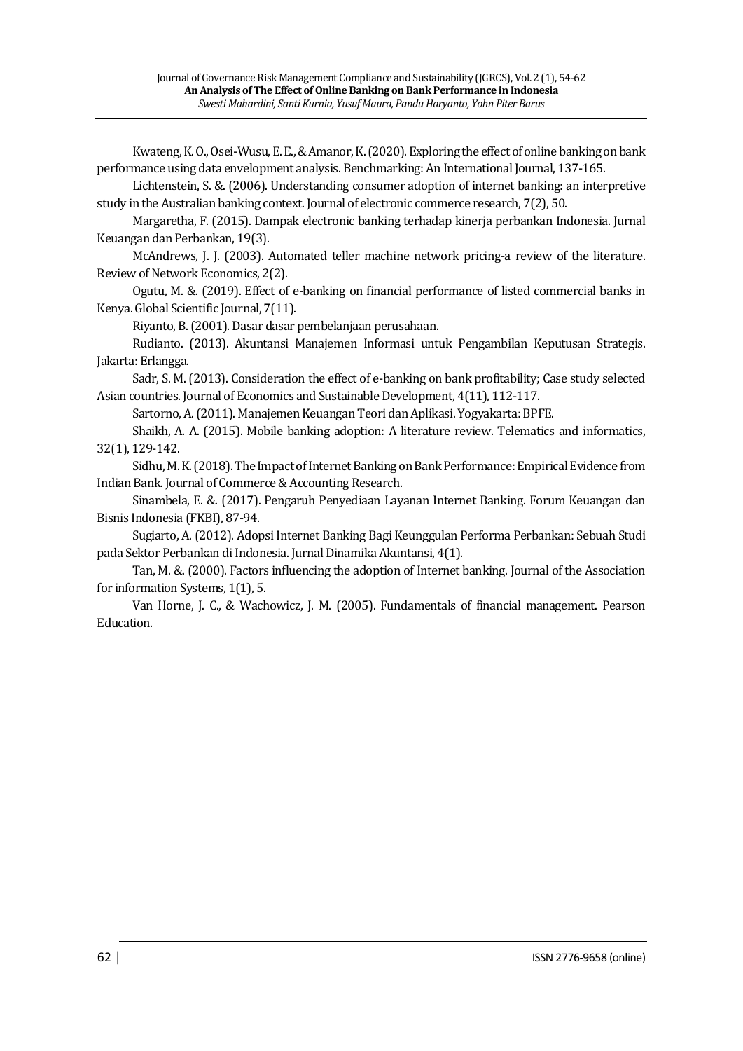Kwateng, K. O., Osei-Wusu, E. E., & Amanor, K. (2020). Exploring the effect of online banking on bank performance using data envelopment analysis. Benchmarking: An International Journal, 137-165.

Lichtenstein, S. &. (2006). Understanding consumer adoption of internet banking: an interpretive study in the Australian banking context. Journal of electronic commerce research, 7(2), 50.

Margaretha, F. (2015). Dampak electronic banking terhadap kinerja perbankan Indonesia. Jurnal Keuangan dan Perbankan, 19(3).

McAndrews, J. J. (2003). Automated teller machine network pricing-a review of the literature. Review of Network Economics, 2(2).

Ogutu, M. &. (2019). Effect of e-banking on financial performance of listed commercial banks in Kenya. Global Scientific Journal, 7(11).

Riyanto, B. (2001). Dasar dasar pembelanjaan perusahaan.

Rudianto. (2013). Akuntansi Manajemen Informasi untuk Pengambilan Keputusan Strategis. Jakarta: Erlangga.

Sadr, S. M. (2013). Consideration the effect of e-banking on bank profitability; Case study selected Asian countries. Journal of Economics and Sustainable Development, 4(11), 112-117.

Sartorno, A. (2011). Manajemen Keuangan Teori dan Aplikasi. Yogyakarta: BPFE.

Shaikh, A. A. (2015). Mobile banking adoption: A literature review. Telematics and informatics, 32(1), 129-142.

Sidhu, M. K. (2018). The Impact of Internet Banking on Bank Performance: Empirical Evidence from Indian Bank. Journal of Commerce & Accounting Research.

Sinambela, E. &. (2017). Pengaruh Penyediaan Layanan Internet Banking. Forum Keuangan dan Bisnis Indonesia (FKBI), 87-94.

Sugiarto, A. (2012). Adopsi Internet Banking Bagi Keunggulan Performa Perbankan: Sebuah Studi pada Sektor Perbankan di Indonesia. Jurnal Dinamika Akuntansi, 4(1).

Tan, M. &. (2000). Factors influencing the adoption of Internet banking. Journal of the Association for information Systems, 1(1), 5.

Van Horne, J. C., & Wachowicz, J. M. (2005). Fundamentals of financial management. Pearson Education.